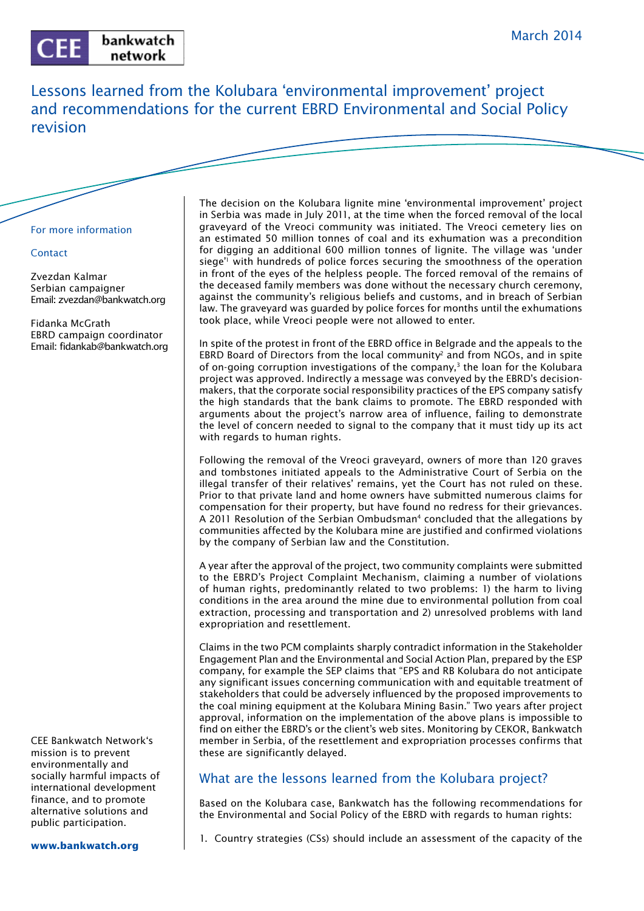CEE bankwatch network

March 2014

# Lessons learned from the Kolubara 'environmental improvement' project and recommendations for the current EBRD Environmental and Social Policy revision

For more information

Contact

Zvezdan Kalmar
Serbian campaigner
Email: zvezdan@bankwatch.org

Fidanka McGrath
EBRD campaign coordinator
Email: fidankab@bankwatch.org

CEE Bankwatch Network's mission is to prevent environmentally and socially harmful impacts of international development finance, and to promote alternative solutions and public participation.

**www.bankwatch.org**

The decision on the Kolubara lignite mine 'environmental improvement' project in Serbia was made in July 2011, at the time when the forced removal of the local graveyard of the Vreoci community was initiated. The Vreoci cemetery lies on an estimated 50 million tonnes of coal and its exhumation was a precondition for digging an additional 600 million tonnes of lignite. The village was 'under siege'[1] with hundreds of police forces securing the smoothness of the operation in front of the eyes of the helpless people. The forced removal of the remains of the deceased family members was done without the necessary church ceremony, against the community's religious beliefs and customs, and in breach of Serbian law. The graveyard was guarded by police forces for months until the exhumations took place, while Vreoci people were not allowed to enter.

In spite of the protest in front of the EBRD office in Belgrade and the appeals to the EBRD Board of Directors from the local community[2] and from NGOs, and in spite of on-going corruption investigations of the company,[3] the loan for the Kolubara project was approved. Indirectly a message was conveyed by the EBRD's decision-makers, that the corporate social responsibility practices of the EPS company satisfy the high standards that the bank claims to promote. The EBRD responded with arguments about the project's narrow area of influence, failing to demonstrate the level of concern needed to signal to the company that it must tidy up its act with regards to human rights.

Following the removal of the Vreoci graveyard, owners of more than 120 graves and tombstones initiated appeals to the Administrative Court of Serbia on the illegal transfer of their relatives' remains, yet the Court has not ruled on these. Prior to that private land and home owners have submitted numerous claims for compensation for their property, but have found no redress for their grievances. A 2011 Resolution of the Serbian Ombudsman[4] concluded that the allegations by communities affected by the Kolubara mine are justified and confirmed violations by the company of Serbian law and the Constitution.

A year after the approval of the project, two community complaints were submitted to the EBRD's Project Complaint Mechanism, claiming a number of violations of human rights, predominantly related to two problems: 1) the harm to living conditions in the area around the mine due to environmental pollution from coal extraction, processing and transportation and 2) unresolved problems with land expropriation and resettlement.

Claims in the two PCM complaints sharply contradict information in the Stakeholder Engagement Plan and the Environmental and Social Action Plan, prepared by the ESP company, for example the SEP claims that "EPS and RB Kolubara do not anticipate any significant issues concerning communication with and equitable treatment of stakeholders that could be adversely influenced by the proposed improvements to the coal mining equipment at the Kolubara Mining Basin." Two years after project approval, information on the implementation of the above plans is impossible to find on either the EBRD's or the client's web sites. Monitoring by CEKOR, Bankwatch member in Serbia, of the resettlement and expropriation processes confirms that these are significantly delayed.

## What are the lessons learned from the Kolubara project?

Based on the Kolubara case, Bankwatch has the following recommendations for the Environmental and Social Policy of the EBRD with regards to human rights:

1. Country strategies (CSs) should include an assessment of the capacity of the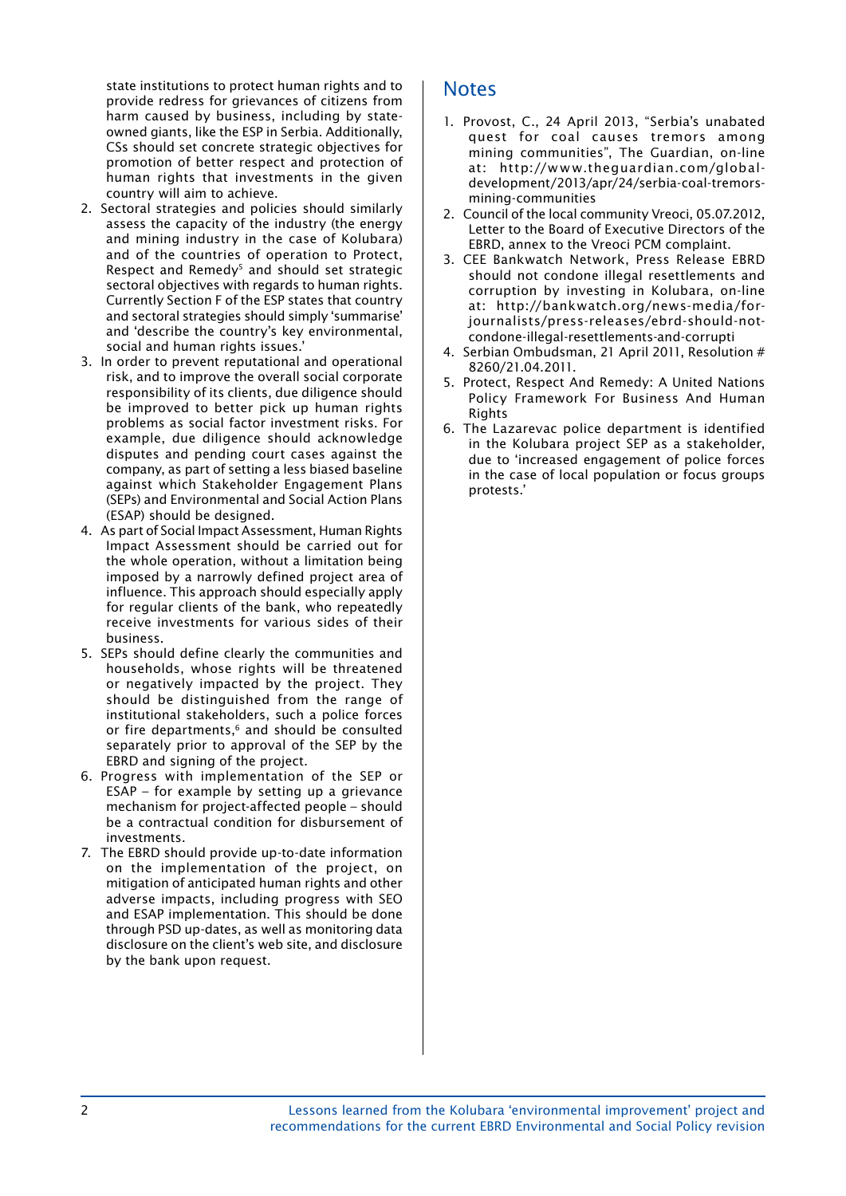state institutions to protect human rights and to provide redress for grievances of citizens from harm caused by business, including by state-owned giants, like the ESP in Serbia. Additionally, CSs should set concrete strategic objectives for promotion of better respect and protection of human rights that investments in the given country will aim to achieve.

2. Sectoral strategies and policies should similarly assess the capacity of the industry (the energy and mining industry in the case of Kolubara) and of the countries of operation to Protect, Respect and Remedy[5] and should set strategic sectoral objectives with regards to human rights. Currently Section F of the ESP states that country and sectoral strategies should simply 'summarise' and 'describe the country's key environmental, social and human rights issues.'
3. In order to prevent reputational and operational risk, and to improve the overall social corporate responsibility of its clients, due diligence should be improved to better pick up human rights problems as social factor investment risks. For example, due diligence should acknowledge disputes and pending court cases against the company, as part of setting a less biased baseline against which Stakeholder Engagement Plans (SEPs) and Environmental and Social Action Plans (ESAP) should be designed.
4. As part of Social Impact Assessment, Human Rights Impact Assessment should be carried out for the whole operation, without a limitation being imposed by a narrowly defined project area of influence. This approach should especially apply for regular clients of the bank, who repeatedly receive investments for various sides of their business.
5. SEPs should define clearly the communities and households, whose rights will be threatened or negatively impacted by the project. They should be distinguished from the range of institutional stakeholders, such a police forces or fire departments,[6] and should be consulted separately prior to approval of the SEP by the EBRD and signing of the project.
6. Progress with implementation of the SEP or ESAP – for example by setting up a grievance mechanism for project-affected people – should be a contractual condition for disbursement of investments.
7. The EBRD should provide up-to-date information on the implementation of the project, on mitigation of anticipated human rights and other adverse impacts, including progress with SEO and ESAP implementation. This should be done through PSD up-dates, as well as monitoring data disclosure on the client's web site, and disclosure by the bank upon request.

## Notes

1. Provost, C., 24 April 2013, "Serbia's unabated quest for coal causes tremors among mining communities", The Guardian, on-line at: http://www.theguardian.com/global-development/2013/apr/24/serbia-coal-tremors-mining-communities
2. Council of the local community Vreoci, 05.07.2012, Letter to the Board of Executive Directors of the EBRD, annex to the Vreoci PCM complaint.
3. CEE Bankwatch Network, Press Release EBRD should not condone illegal resettlements and corruption by investing in Kolubara, on-line at: http://bankwatch.org/news-media/for-journalists/press-releases/ebrd-should-not-condone-illegal-resettlements-and-corrupti
4. Serbian Ombudsman, 21 April 2011, Resolution # 8260/21.04.2011.
5. Protect, Respect And Remedy: A United Nations Policy Framework For Business And Human Rights
6. The Lazarevac police department is identified in the Kolubara project SEP as a stakeholder, due to 'increased engagement of police forces in the case of local population or focus groups protests.'